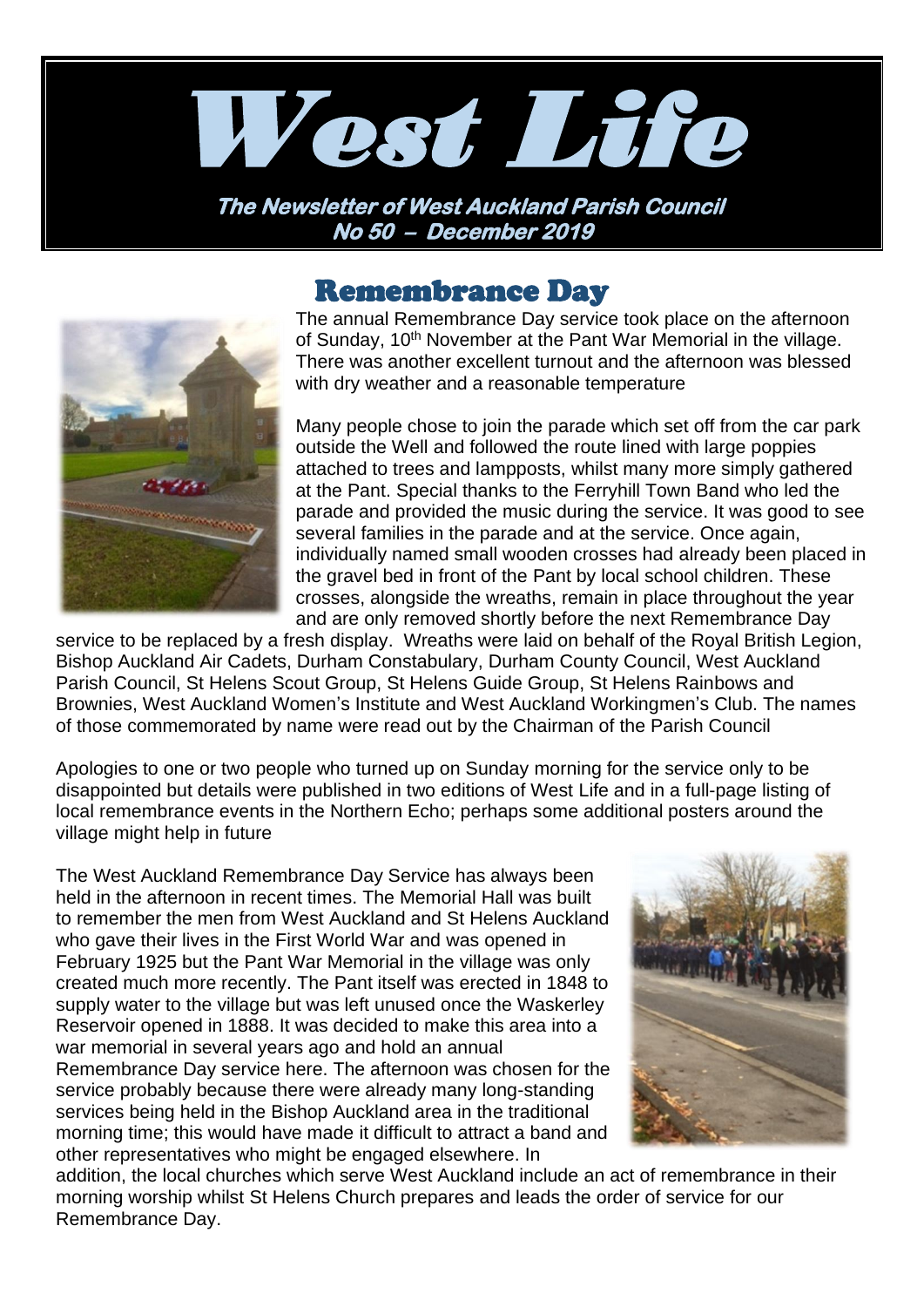# West Life

**The Newsletter of West Auckland Parish Council**
**No 50 – December 2019**

## Remembrance Day

The annual Remembrance Day service took place on the afternoon of Sunday, 10th November at the Pant War Memorial in the village. There was another excellent turnout and the afternoon was blessed with dry weather and a reasonable temperature

Many people chose to join the parade which set off from the car park outside the Well and followed the route lined with large poppies attached to trees and lampposts, whilst many more simply gathered at the Pant. Special thanks to the Ferryhill Town Band who led the parade and provided the music during the service. It was good to see several families in the parade and at the service. Once again, individually named small wooden crosses had already been placed in the gravel bed in front of the Pant by local school children. These crosses, alongside the wreaths, remain in place throughout the year and are only removed shortly before the next Remembrance Day service to be replaced by a fresh display. Wreaths were laid on behalf of the Royal British Legion, Bishop Auckland Air Cadets, Durham Constabulary, Durham County Council, West Auckland Parish Council, St Helens Scout Group, St Helens Guide Group, St Helens Rainbows and Brownies, West Auckland Women's Institute and West Auckland Workingmen's Club. The names of those commemorated by name were read out by the Chairman of the Parish Council

Apologies to one or two people who turned up on Sunday morning for the service only to be disappointed but details were published in two editions of West Life and in a full-page listing of local remembrance events in the Northern Echo; perhaps some additional posters around the village might help in future

The West Auckland Remembrance Day Service has always been held in the afternoon in recent times. The Memorial Hall was built to remember the men from West Auckland and St Helens Auckland who gave their lives in the First World War and was opened in February 1925 but the Pant War Memorial in the village was only created much more recently. The Pant itself was erected in 1848 to supply water to the village but was left unused once the Waskerley Reservoir opened in 1888. It was decided to make this area into a war memorial in several years ago and hold an annual Remembrance Day service here. The afternoon was chosen for the service probably because there were already many long-standing services being held in the Bishop Auckland area in the traditional morning time; this would have made it difficult to attract a band and other representatives who might be engaged elsewhere. In addition, the local churches which serve West Auckland include an act of remembrance in their morning worship whilst St Helens Church prepares and leads the order of service for our Remembrance Day.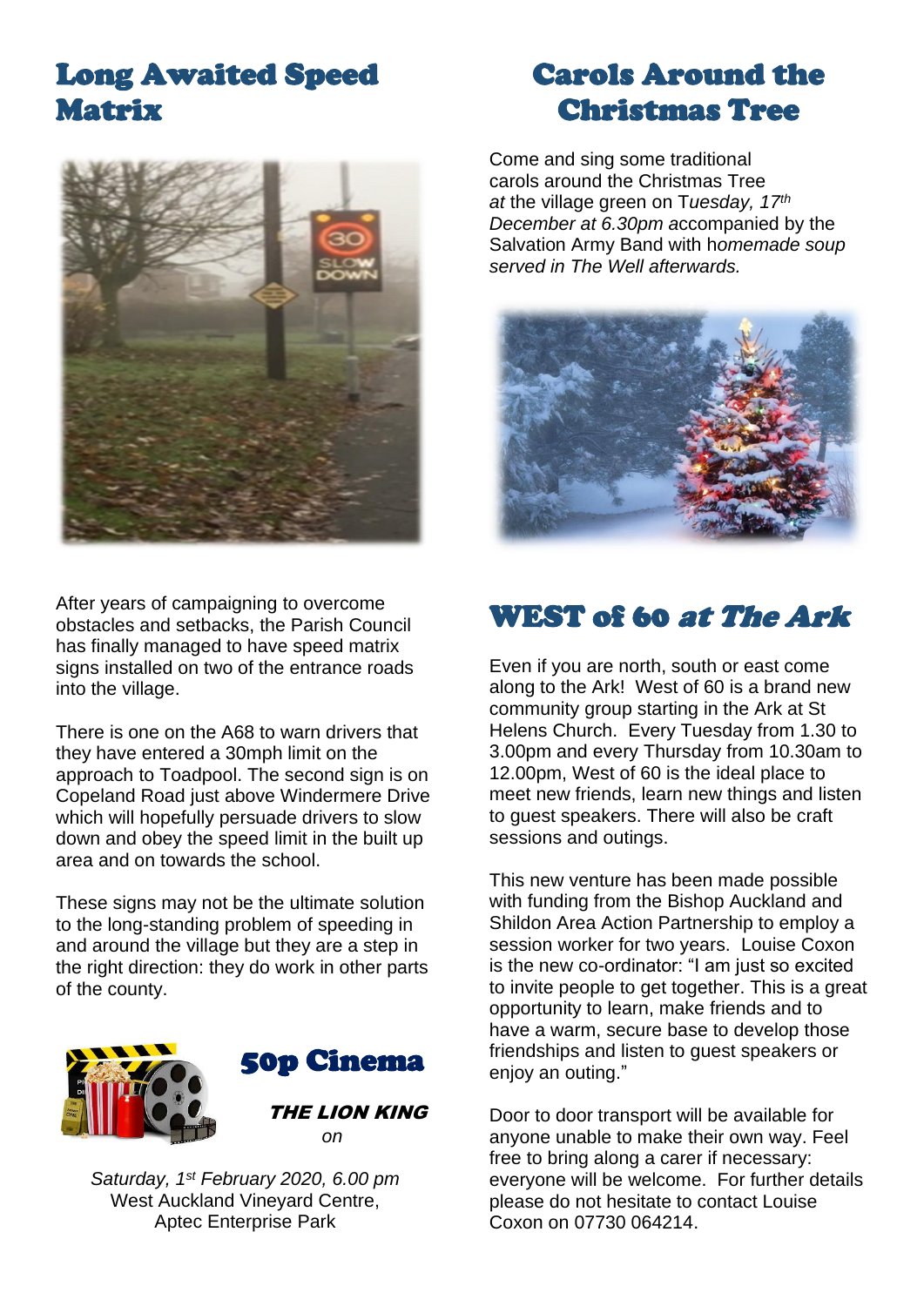## Long Awaited Speed Matrix

After years of campaigning to overcome obstacles and setbacks, the Parish Council has finally managed to have speed matrix signs installed on two of the entrance roads into the village.

There is one on the A68 to warn drivers that they have entered a 30mph limit on the approach to Toadpool. The second sign is on Copeland Road just above Windermere Drive which will hopefully persuade drivers to slow down and obey the speed limit in the built up area and on towards the school.

These signs may not be the ultimate solution to the long-standing problem of speeding in and around the village but they are a step in the right direction: they do work in other parts of the county.

## 50p Cinema

***THE LION KING***

*on*

*Saturday, 1st February 2020, 6.00 pm*
West Auckland Vineyard Centre,
Aptec Enterprise Park

## Carols Around the Christmas Tree

Come and sing some traditional carols around the Christmas Tree *at* the village green on T*uesday, 17th December at 6.30pm a*ccompanied by the Salvation Army Band with h*omemade soup served in The Well afterwards.*

## WEST of 60 *at The Ark*

Even if you are north, south or east come along to the Ark! West of 60 is a brand new community group starting in the Ark at St Helens Church. Every Tuesday from 1.30 to 3.00pm and every Thursday from 10.30am to 12.00pm, West of 60 is the ideal place to meet new friends, learn new things and listen to guest speakers. There will also be craft sessions and outings.

This new venture has been made possible with funding from the Bishop Auckland and Shildon Area Action Partnership to employ a session worker for two years. Louise Coxon is the new co-ordinator: "I am just so excited to invite people to get together. This is a great opportunity to learn, make friends and to have a warm, secure base to develop those friendships and listen to guest speakers or enjoy an outing."

Door to door transport will be available for anyone unable to make their own way. Feel free to bring along a carer if necessary: everyone will be welcome. For further details please do not hesitate to contact Louise Coxon on 07730 064214.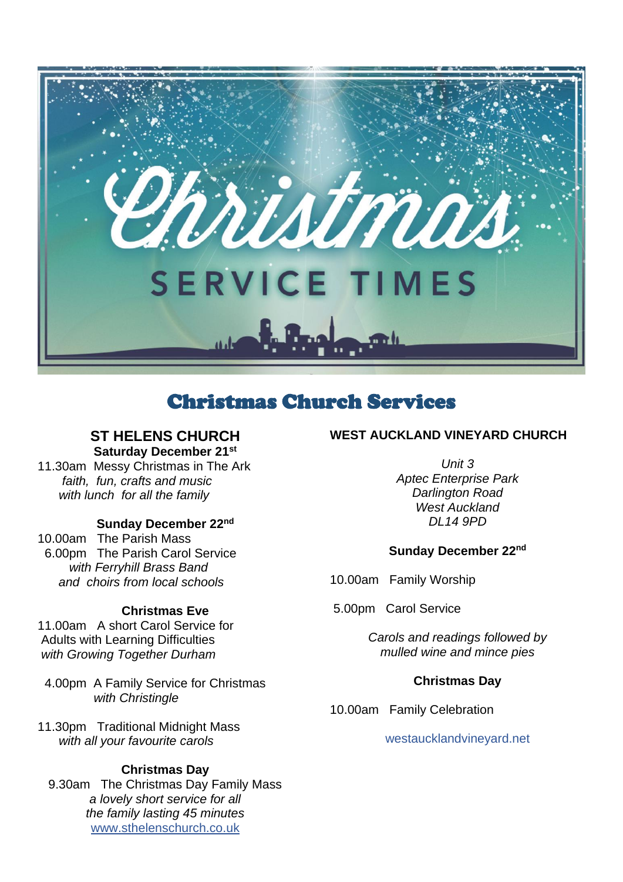# Christmas

## SERVICE TIMES

# Christmas Church Services

### ST HELENS CHURCH

**Saturday December 21st**

11.30am Messy Christmas in The Ark
*faith, fun, crafts and music with lunch for all the family*

**Sunday December 22nd**

10.00am The Parish Mass

6.00pm The Parish Carol Service
*with Ferryhill Brass Band and choirs from local schools*

**Christmas Eve**

11.00am A short Carol Service for Adults with Learning Difficulties
*with Growing Together Durham*

4.00pm A Family Service for Christmas
*with Christingle*

11.30pm Traditional Midnight Mass
*with all your favourite carols*

**Christmas Day**

9.30am The Christmas Day Family Mass
*a lovely short service for all the family lasting 45 minutes*

www.sthelenschurch.co.uk

### WEST AUCKLAND VINEYARD CHURCH

*Unit 3*
*Aptec Enterprise Park*
*Darlington Road*
*West Auckland*
*DL14 9PD*

**Sunday December 22nd**

10.00am Family Worship

5.00pm Carol Service

*Carols and readings followed by mulled wine and mince pies*

**Christmas Day**

10.00am Family Celebration

westaucklandvineyard.net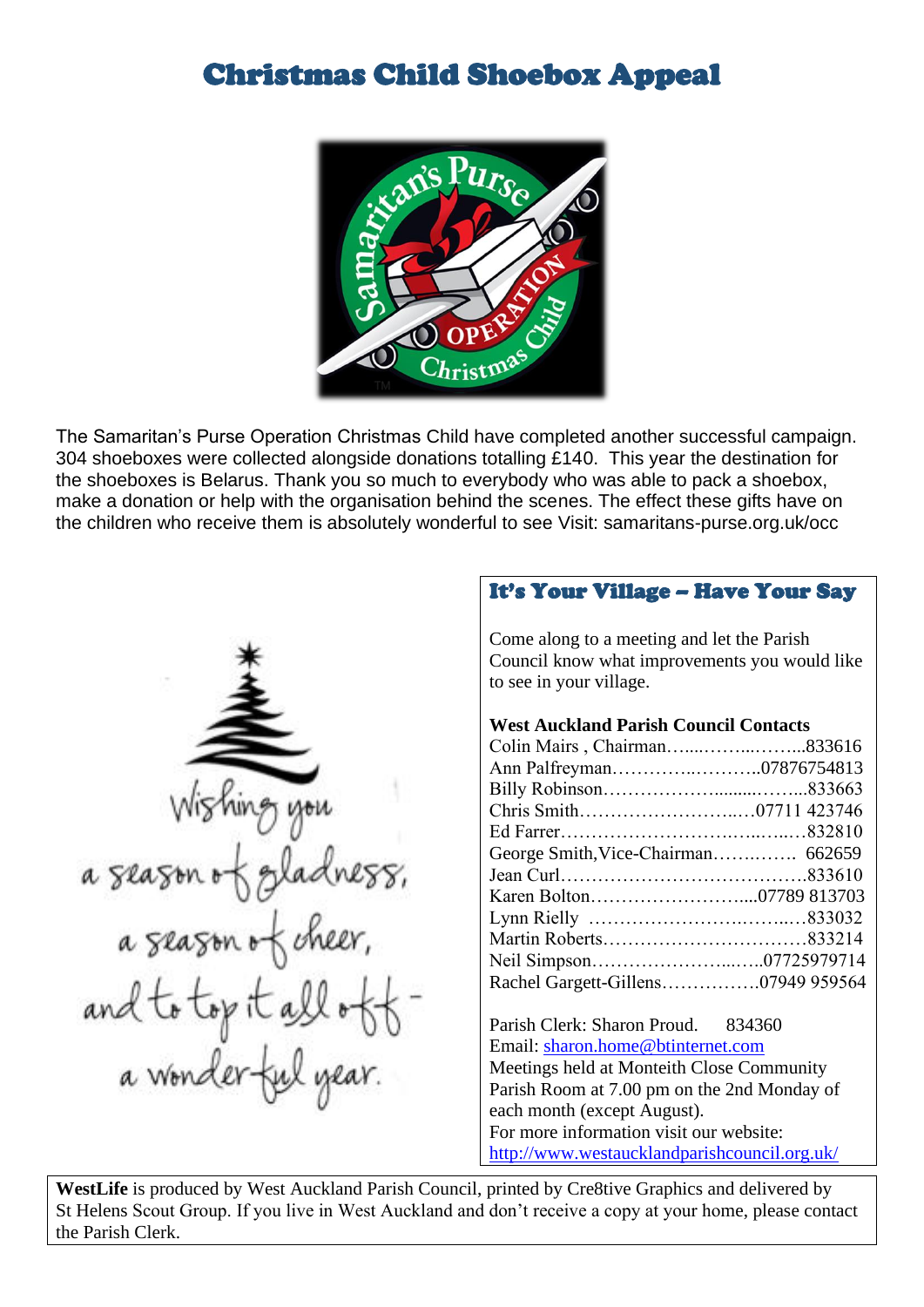# Christmas Child Shoebox Appeal

The Samaritan's Purse Operation Christmas Child have completed another successful campaign. 304 shoeboxes were collected alongside donations totalling £140. This year the destination for the shoeboxes is Belarus. Thank you so much to everybody who was able to pack a shoebox, make a donation or help with the organisation behind the scenes. The effect these gifts have on the children who receive them is absolutely wonderful to see Visit: samaritans-purse.org.uk/occ

Wishing you a season of gladness, a season of cheer, and to top it all off - a wonderful year.

## It's Your Village – Have Your Say

Come along to a meeting and let the Parish Council know what improvements you would like to see in your village.

**West Auckland Parish Council Contacts**

Colin Mairs , Chairman………………..833616
Ann Palfreyman…………………..07876754813
Billy Robinson……………………...833663
Chris Smith……………………07711 423746
Ed Farrer…………………………….832810
George Smith,Vice-Chairman………. 662659
Jean Curl……………………………..833610
Karen Bolton………………….07789 813703
Lynn Rielly ………………………….833032
Martin Roberts………………………833214
Neil Simpson……………………07725979714
Rachel Gargett-Gillens…………….07949 959564

Parish Clerk: Sharon Proud. 834360
Email: sharon.home@btinternet.com
Meetings held at Monteith Close Community Parish Room at 7.00 pm on the 2nd Monday of each month (except August).
For more information visit our website:
http://www.westaucklandparishcouncil.org.uk/

**WestLife** is produced by West Auckland Parish Council, printed by Cre8tive Graphics and delivered by St Helens Scout Group. If you live in West Auckland and don't receive a copy at your home, please contact the Parish Clerk.